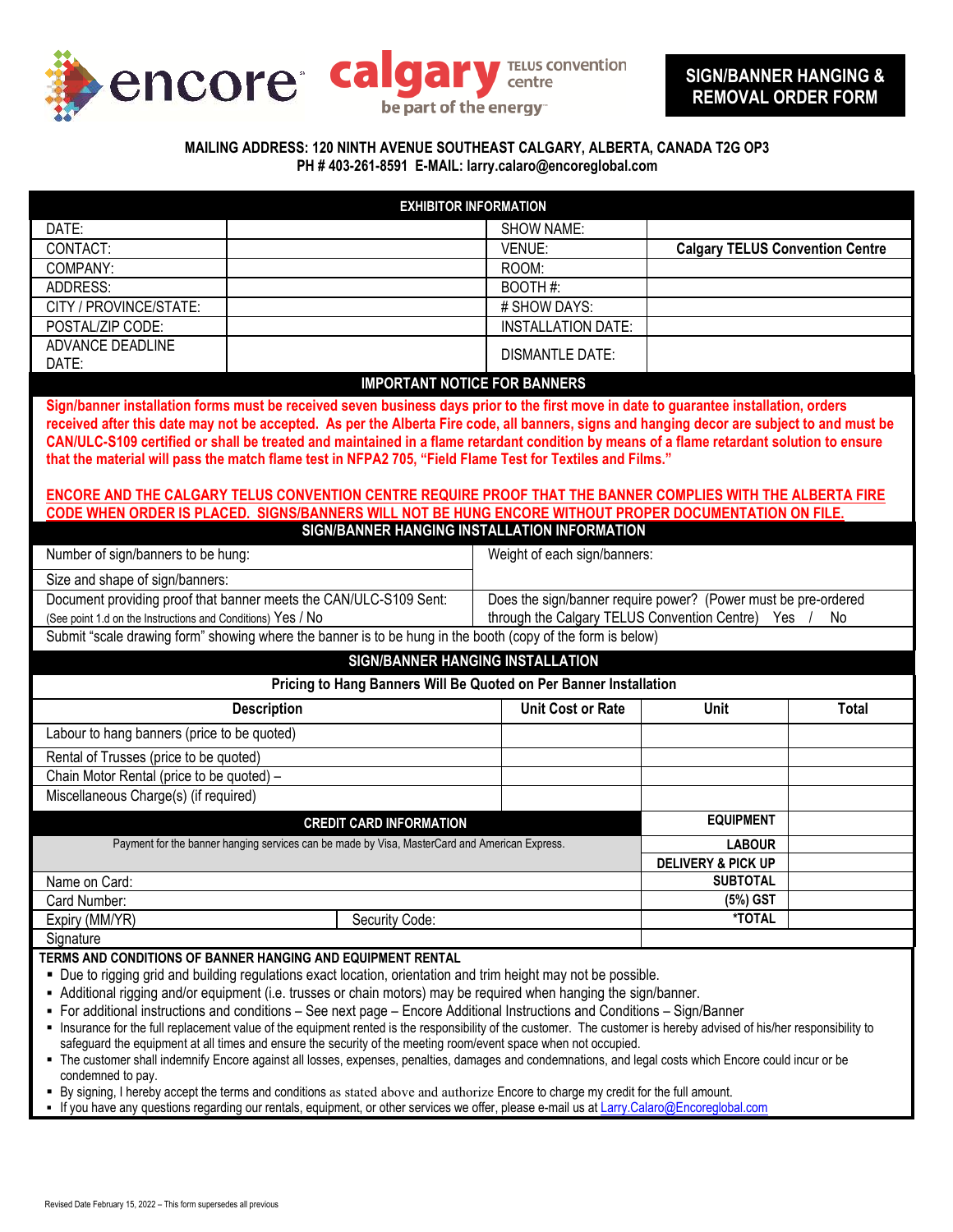# SIGN/BANNER HANGING & REMOVAL ORDER FORM

**MAILING ADDRESS: 120 NINTH AVENUE SOUTHEAST CALGARY, ALBERTA, CANADA T2G OP3**
**PH # 403-261-8591 E-MAIL: larry.calaro@encoreglobal.com**

| EXHIBITOR INFORMATION | | | |
|---|---|---|---|
| DATE: | | SHOW NAME: | |
| CONTACT: | | VENUE: | **Calgary TELUS Convention Centre** |
| COMPANY: | | ROOM: | |
| ADDRESS: | | BOOTH #: | |
| CITY / PROVINCE/STATE: | | # SHOW DAYS: | |
| POSTAL/ZIP CODE: | | INSTALLATION DATE: | |
| ADVANCE DEADLINE DATE: | | DISMANTLE DATE: | |

## IMPORTANT NOTICE FOR BANNERS

**Sign/banner installation forms must be received seven business days prior to the first move in date to guarantee installation, orders received after this date may not be accepted. As per the Alberta Fire code, all banners, signs and hanging decor are subject to and must be CAN/ULC-S109 certified or shall be treated and maintained in a flame retardant condition by means of a flame retardant solution to ensure that the material will pass the match flame test in NFPA2 705, "Field Flame Test for Textiles and Films."**

**ENCORE AND THE CALGARY TELUS CONVENTION CENTRE REQUIRE PROOF THAT THE BANNER COMPLIES WITH THE ALBERTA FIRE CODE WHEN ORDER IS PLACED. SIGNS/BANNERS WILL NOT BE HUNG ENCORE WITHOUT PROPER DOCUMENTATION ON FILE.**

## SIGN/BANNER HANGING INSTALLATION INFORMATION

| | |
|---|---|
| Number of sign/banners to be hung: | Weight of each sign/banners: |
| Size and shape of sign/banners: | |
| Document providing proof that banner meets the CAN/ULC-S109 Sent: (See point 1.d on the Instructions and Conditions) Yes / No | Does the sign/banner require power? (Power must be pre-ordered through the Calgary TELUS Convention Centre) Yes / No |
| Submit "scale drawing form" showing where the banner is to be hung in the booth (copy of the form is below) | |

## SIGN/BANNER HANGING INSTALLATION

**Pricing to Hang Banners Will Be Quoted on Per Banner Installation**

| Description | Unit Cost or Rate | Unit | Total |
|---|---|---|---|
| Labour to hang banners (price to be quoted) | | | |
| Rental of Trusses (price to be quoted) | | | |
| Chain Motor Rental (price to be quoted) – | | | |
| Miscellaneous Charge(s) (if required) | | | |

| CREDIT CARD INFORMATION | | | |
|---|---|---|---|
| Payment for the banner hanging services can be made by Visa, MasterCard and American Express. | | **EQUIPMENT** | |
| | | **LABOUR** | |
| | | **DELIVERY & PICK UP** | |
| Name on Card: | | **SUBTOTAL** | |
| Card Number: | | **(5%) GST** | |
| Expiry (MM/YR) | Security Code: | ***TOTAL** | |
| Signature | | | |

**TERMS AND CONDITIONS OF BANNER HANGING AND EQUIPMENT RENTAL**

- Due to rigging grid and building regulations exact location, orientation and trim height may not be possible.
- Additional rigging and/or equipment (i.e. trusses or chain motors) may be required when hanging the sign/banner.
- For additional instructions and conditions – See next page – Encore Additional Instructions and Conditions – Sign/Banner
- Insurance for the full replacement value of the equipment rented is the responsibility of the customer. The customer is hereby advised of his/her responsibility to safeguard the equipment at all times and ensure the security of the meeting room/event space when not occupied.
- The customer shall indemnify Encore against all losses, expenses, penalties, damages and condemnations, and legal costs which Encore could incur or be condemned to pay.
- By signing, I hereby accept the terms and conditions as stated above and authorize Encore to charge my credit for the full amount.
- If you have any questions regarding our rentals, equipment, or other services we offer, please e-mail us at Larry.Calaro@Encoreglobal.com

Revised Date February 15, 2022 – This form supersedes all previous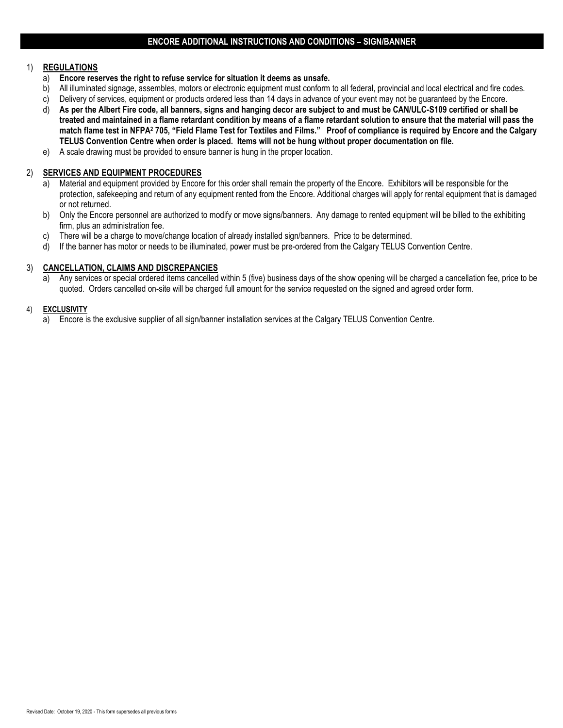## ENCORE ADDITIONAL INSTRUCTIONS AND CONDITIONS – SIGN/BANNER

1) **REGULATIONS**
   a) **Encore reserves the right to refuse service for situation it deems as unsafe.**
   b) All illuminated signage, assembles, motors or electronic equipment must conform to all federal, provincial and local electrical and fire codes.
   c) Delivery of services, equipment or products ordered less than 14 days in advance of your event may not be guaranteed by the Encore.
   d) **As per the Albert Fire code, all banners, signs and hanging decor are subject to and must be CAN/ULC-S109 certified or shall be treated and maintained in a flame retardant condition by means of a flame retardant solution to ensure that the material will pass the match flame test in NFPA[2] 705, "Field Flame Test for Textiles and Films." Proof of compliance is required by Encore and the Calgary TELUS Convention Centre when order is placed. Items will not be hung without proper documentation on file.**
   e) A scale drawing must be provided to ensure banner is hung in the proper location.

2) **SERVICES AND EQUIPMENT PROCEDURES**
   a) Material and equipment provided by Encore for this order shall remain the property of the Encore. Exhibitors will be responsible for the protection, safekeeping and return of any equipment rented from the Encore. Additional charges will apply for rental equipment that is damaged or not returned.
   b) Only the Encore personnel are authorized to modify or move signs/banners. Any damage to rented equipment will be billed to the exhibiting firm, plus an administration fee.
   c) There will be a charge to move/change location of already installed sign/banners. Price to be determined.
   d) If the banner has motor or needs to be illuminated, power must be pre-ordered from the Calgary TELUS Convention Centre.

3) **CANCELLATION, CLAIMS AND DISCREPANCIES**
   a) Any services or special ordered items cancelled within 5 (five) business days of the show opening will be charged a cancellation fee, price to be quoted. Orders cancelled on-site will be charged full amount for the service requested on the signed and agreed order form.

4) **EXCLUSIVITY**
   a) Encore is the exclusive supplier of all sign/banner installation services at the Calgary TELUS Convention Centre.

Revised Date: October 19, 2020 - This form supersedes all previous forms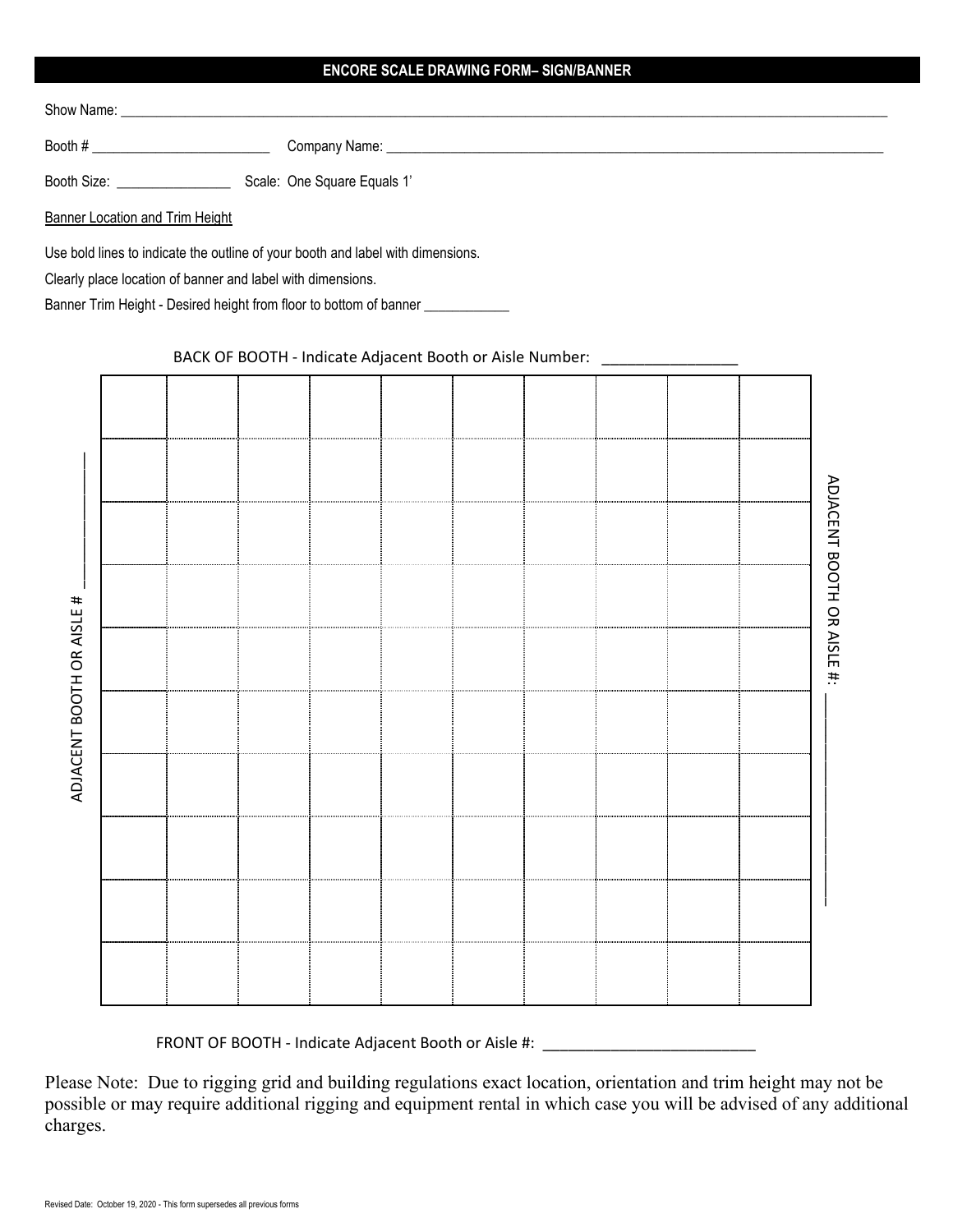# ENCORE SCALE DRAWING FORM– SIGN/BANNER

Show Name: ___________________________________________________________________________________________

Booth # _________________________ Company Name: ______________________________________________________________________

Booth Size: ________________ Scale: One Square Equals 1'

Banner Location and Trim Height

Use bold lines to indicate the outline of your booth and label with dimensions.

Clearly place location of banner and label with dimensions.

Banner Trim Height - Desired height from floor to bottom of banner ____________

BACK OF BOOTH - Indicate Adjacent Booth or Aisle Number: ________________

ADJACENT BOOTH OR AISLE # ________________

ADJACENT BOOTH OR AISLE #: ________________

| | | | | | | | | | |
|---|---|---|---|---|---|---|---|---|---|
| | | | | | | | | | |
| | | | | | | | | | |
| | | | | | | | | | |
| | | | | | | | | | |
| | | | | | | | | | |
| | | | | | | | | | |
| | | | | | | | | | |
| | | | | | | | | | |
| | | | | | | | | | |
| | | | | | | | | | |

FRONT OF BOOTH - Indicate Adjacent Booth or Aisle #: __________________________

Please Note: Due to rigging grid and building regulations exact location, orientation and trim height may not be possible or may require additional rigging and equipment rental in which case you will be advised of any additional charges.

Revised Date: October 19, 2020 - This form supersedes all previous forms